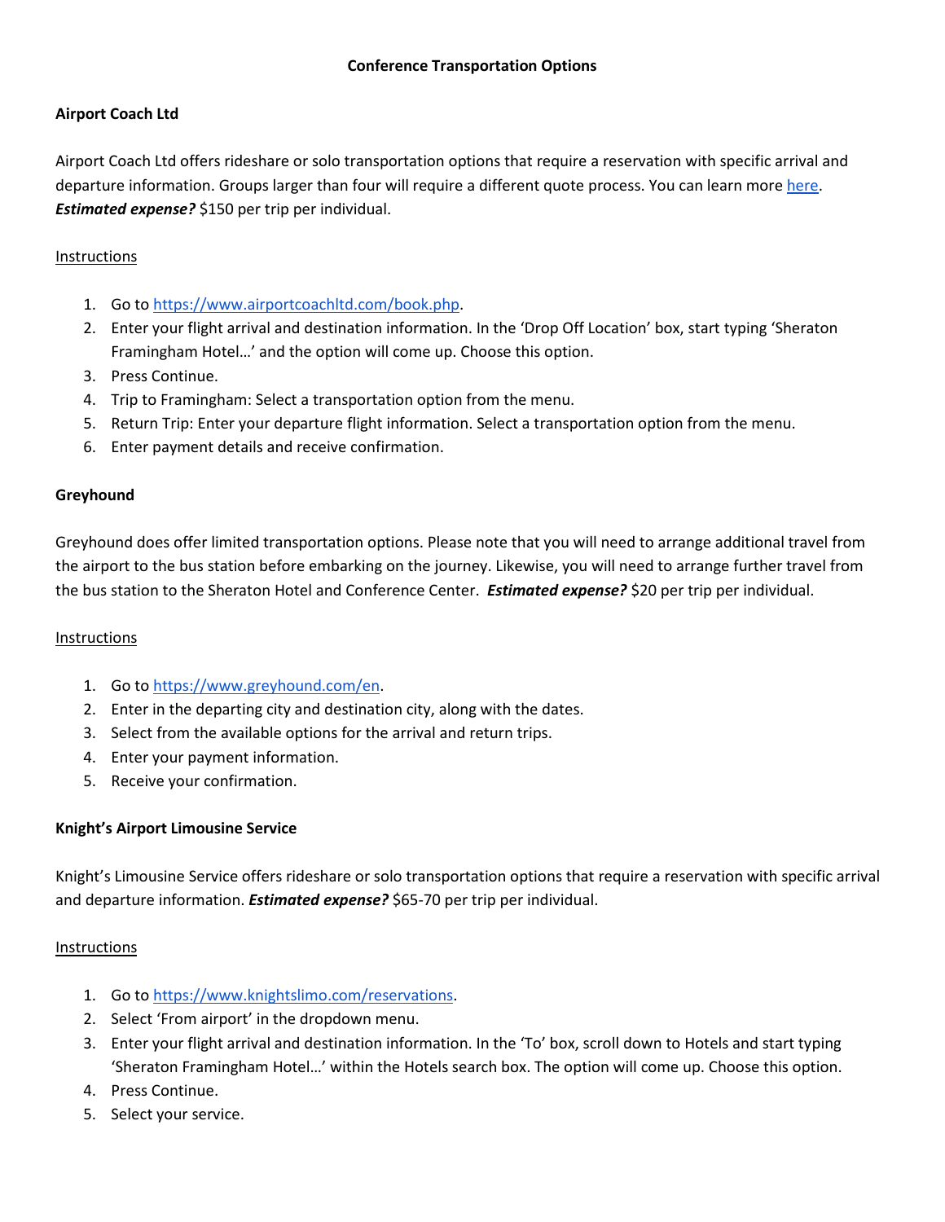# Conference Transportation Options

## Airport Coach Ltd

Airport Coach Ltd offers rideshare or solo transportation options that require a reservation with specific arrival and departure information. Groups larger than four will require a different quote process. You can learn more [here](). ***Estimated expense?*** $150 per trip per individual.

Instructions

1. Go to [https://www.airportcoachltd.com/book.php](https://www.airportcoachltd.com/book.php).
2. Enter your flight arrival and destination information. In the 'Drop Off Location' box, start typing 'Sheraton Framingham Hotel…' and the option will come up. Choose this option.
3. Press Continue.
4. Trip to Framingham: Select a transportation option from the menu.
5. Return Trip: Enter your departure flight information. Select a transportation option from the menu.
6. Enter payment details and receive confirmation.

## Greyhound

Greyhound does offer limited transportation options. Please note that you will need to arrange additional travel from the airport to the bus station before embarking on the journey. Likewise, you will need to arrange further travel from the bus station to the Sheraton Hotel and Conference Center. ***Estimated expense?*** $20 per trip per individual.

Instructions

1. Go to [https://www.greyhound.com/en](https://www.greyhound.com/en).
2. Enter in the departing city and destination city, along with the dates.
3. Select from the available options for the arrival and return trips.
4. Enter your payment information.
5. Receive your confirmation.

## Knight's Airport Limousine Service

Knight's Limousine Service offers rideshare or solo transportation options that require a reservation with specific arrival and departure information. ***Estimated expense?*** $65-70 per trip per individual.

Instructions

1. Go to [https://www.knightslimo.com/reservations](https://www.knightslimo.com/reservations).
2. Select 'From airport' in the dropdown menu.
3. Enter your flight arrival and destination information. In the 'To' box, scroll down to Hotels and start typing 'Sheraton Framingham Hotel…' within the Hotels search box. The option will come up. Choose this option.
4. Press Continue.
5. Select your service.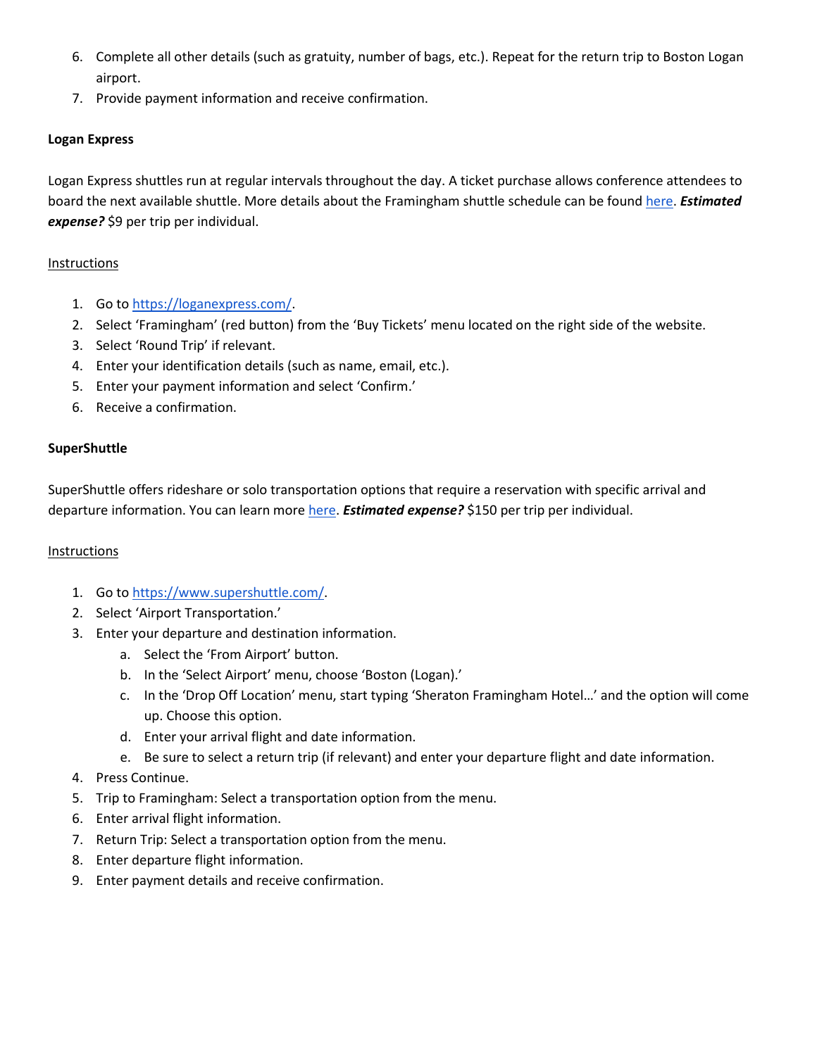6. Complete all other details (such as gratuity, number of bags, etc.). Repeat for the return trip to Boston Logan airport.
7. Provide payment information and receive confirmation.

**Logan Express**

Logan Express shuttles run at regular intervals throughout the day. A ticket purchase allows conference attendees to board the next available shuttle. More details about the Framingham shuttle schedule can be found here. ***Estimated expense?*** $9 per trip per individual.

Instructions

1. Go to https://loganexpress.com/.
2. Select 'Framingham' (red button) from the 'Buy Tickets' menu located on the right side of the website.
3. Select 'Round Trip' if relevant.
4. Enter your identification details (such as name, email, etc.).
5. Enter your payment information and select 'Confirm.'
6. Receive a confirmation.

**SuperShuttle**

SuperShuttle offers rideshare or solo transportation options that require a reservation with specific arrival and departure information. You can learn more here. ***Estimated expense?*** $150 per trip per individual.

Instructions

1. Go to https://www.supershuttle.com/.
2. Select 'Airport Transportation.'
3. Enter your departure and destination information.
   a. Select the 'From Airport' button.
   b. In the 'Select Airport' menu, choose 'Boston (Logan).'
   c. In the 'Drop Off Location' menu, start typing 'Sheraton Framingham Hotel…' and the option will come up. Choose this option.
   d. Enter your arrival flight and date information.
   e. Be sure to select a return trip (if relevant) and enter your departure flight and date information.
4. Press Continue.
5. Trip to Framingham: Select a transportation option from the menu.
6. Enter arrival flight information.
7. Return Trip: Select a transportation option from the menu.
8. Enter departure flight information.
9. Enter payment details and receive confirmation.